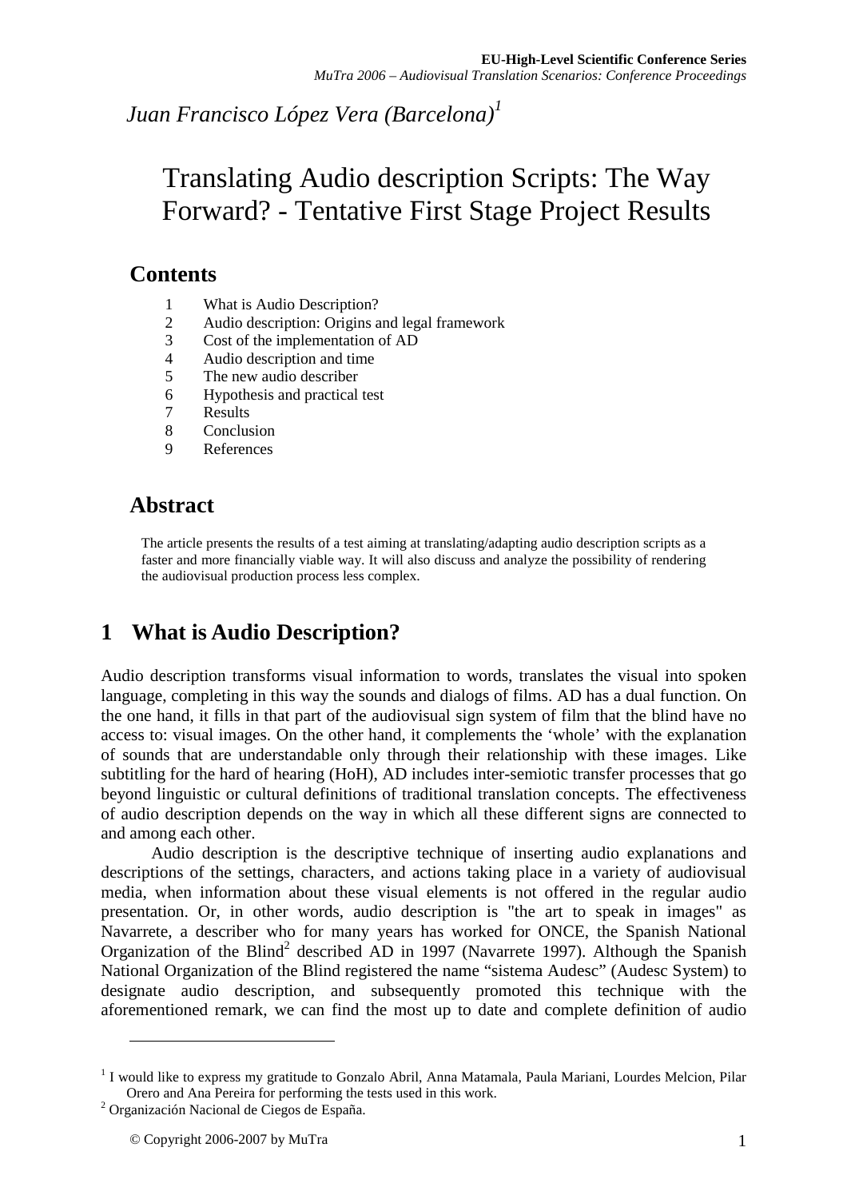*Juan Francisco López Vera (Barcelona)*[1]

# Translating Audio description Scripts: The Way Forward? - Tentative First Stage Project Results

## Contents

1. What is Audio Description?
2. Audio description: Origins and legal framework
3. Cost of the implementation of AD
4. Audio description and time
5. The new audio describer
6. Hypothesis and practical test
7. Results
8. Conclusion
9. References

## Abstract

The article presents the results of a test aiming at translating/adapting audio description scripts as a faster and more financially viable way. It will also discuss and analyze the possibility of rendering the audiovisual production process less complex.

## 1 What is Audio Description?

Audio description transforms visual information to words, translates the visual into spoken language, completing in this way the sounds and dialogs of films. AD has a dual function. On the one hand, it fills in that part of the audiovisual sign system of film that the blind have no access to: visual images. On the other hand, it complements the 'whole' with the explanation of sounds that are understandable only through their relationship with these images. Like subtitling for the hard of hearing (HoH), AD includes inter-semiotic transfer processes that go beyond linguistic or cultural definitions of traditional translation concepts. The effectiveness of audio description depends on the way in which all these different signs are connected to and among each other.

Audio description is the descriptive technique of inserting audio explanations and descriptions of the settings, characters, and actions taking place in a variety of audiovisual media, when information about these visual elements is not offered in the regular audio presentation. Or, in other words, audio description is "the art to speak in images" as Navarrete, a describer who for many years has worked for ONCE, the Spanish National Organization of the Blind[2] described AD in 1997 (Navarrete 1997). Although the Spanish National Organization of the Blind registered the name "sistema Audesc" (Audesc System) to designate audio description, and subsequently promoted this technique with the aforementioned remark, we can find the most up to date and complete definition of audio

---

[1] I would like to express my gratitude to Gonzalo Abril, Anna Matamala, Paula Mariani, Lourdes Melcion, Pilar Orero and Ana Pereira for performing the tests used in this work.

[2] Organización Nacional de Ciegos de España.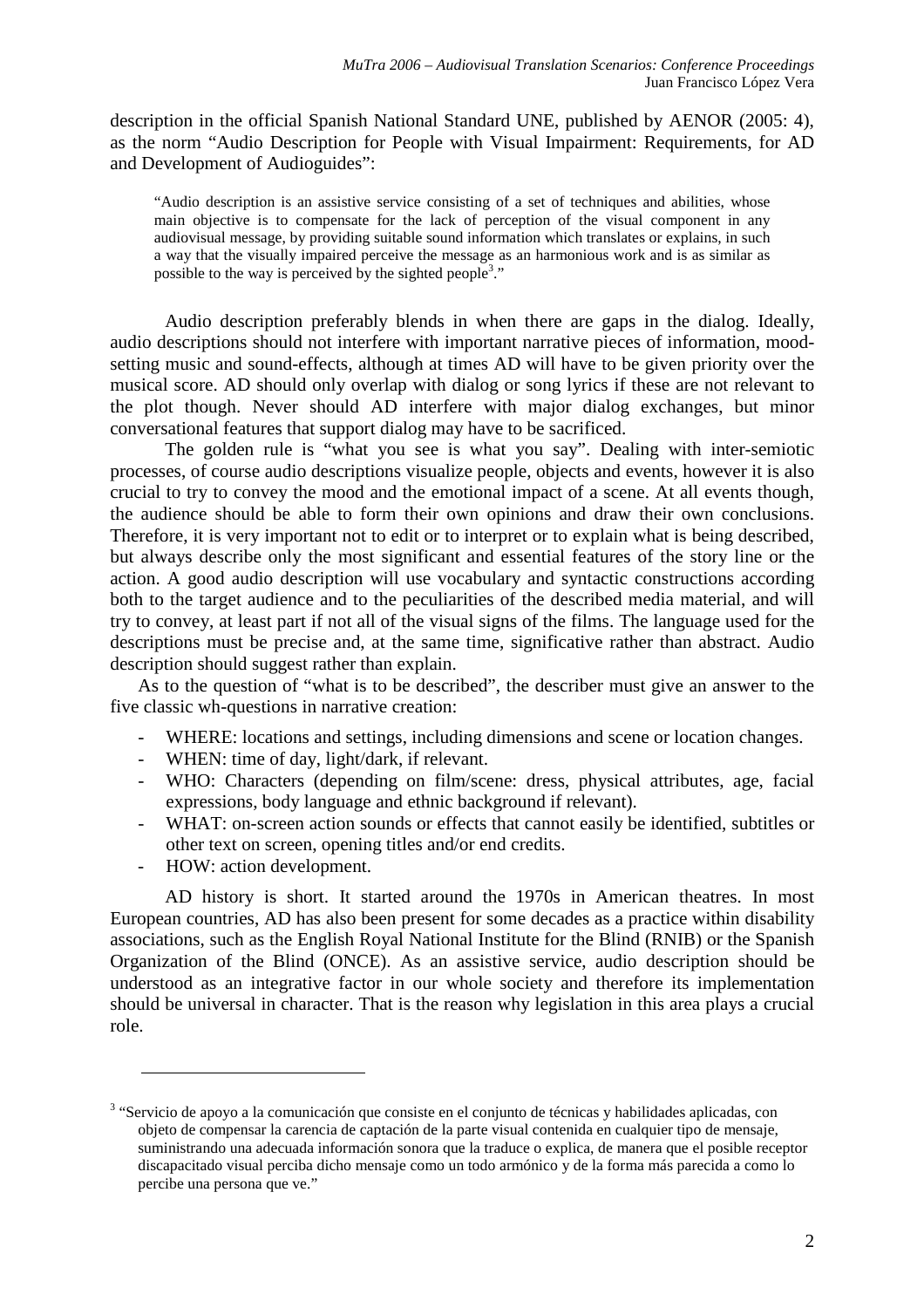description in the official Spanish National Standard UNE, published by AENOR (2005: 4), as the norm "Audio Description for People with Visual Impairment: Requirements, for AD and Development of Audioguides":

> "Audio description is an assistive service consisting of a set of techniques and abilities, whose main objective is to compensate for the lack of perception of the visual component in any audiovisual message, by providing suitable sound information which translates or explains, in such a way that the visually impaired perceive the message as an harmonious work and is as similar as possible to the way is perceived by the sighted people[3]."

Audio description preferably blends in when there are gaps in the dialog. Ideally, audio descriptions should not interfere with important narrative pieces of information, mood-setting music and sound-effects, although at times AD will have to be given priority over the musical score. AD should only overlap with dialog or song lyrics if these are not relevant to the plot though. Never should AD interfere with major dialog exchanges, but minor conversational features that support dialog may have to be sacrificed.

The golden rule is "what you see is what you say". Dealing with inter-semiotic processes, of course audio descriptions visualize people, objects and events, however it is also crucial to try to convey the mood and the emotional impact of a scene. At all events though, the audience should be able to form their own opinions and draw their own conclusions. Therefore, it is very important not to edit or to interpret or to explain what is being described, but always describe only the most significant and essential features of the story line or the action. A good audio description will use vocabulary and syntactic constructions according both to the target audience and to the peculiarities of the described media material, and will try to convey, at least part if not all of the visual signs of the films. The language used for the descriptions must be precise and, at the same time, significative rather than abstract. Audio description should suggest rather than explain.

As to the question of "what is to be described", the describer must give an answer to the five classic wh-questions in narrative creation:

- WHERE: locations and settings, including dimensions and scene or location changes.
- WHEN: time of day, light/dark, if relevant.
- WHO: Characters (depending on film/scene: dress, physical attributes, age, facial expressions, body language and ethnic background if relevant).
- WHAT: on-screen action sounds or effects that cannot easily be identified, subtitles or other text on screen, opening titles and/or end credits.
- HOW: action development.

AD history is short. It started around the 1970s in American theatres. In most European countries, AD has also been present for some decades as a practice within disability associations, such as the English Royal National Institute for the Blind (RNIB) or the Spanish Organization of the Blind (ONCE). As an assistive service, audio description should be understood as an integrative factor in our whole society and therefore its implementation should be universal in character. That is the reason why legislation in this area plays a crucial role.

---

[3] "Servicio de apoyo a la comunicación que consiste en el conjunto de técnicas y habilidades aplicadas, con objeto de compensar la carencia de captación de la parte visual contenida en cualquier tipo de mensaje, suministrando una adecuada información sonora que la traduce o explica, de manera que el posible receptor discapacitado visual perciba dicho mensaje como un todo armónico y de la forma más parecida a como lo percibe una persona que ve."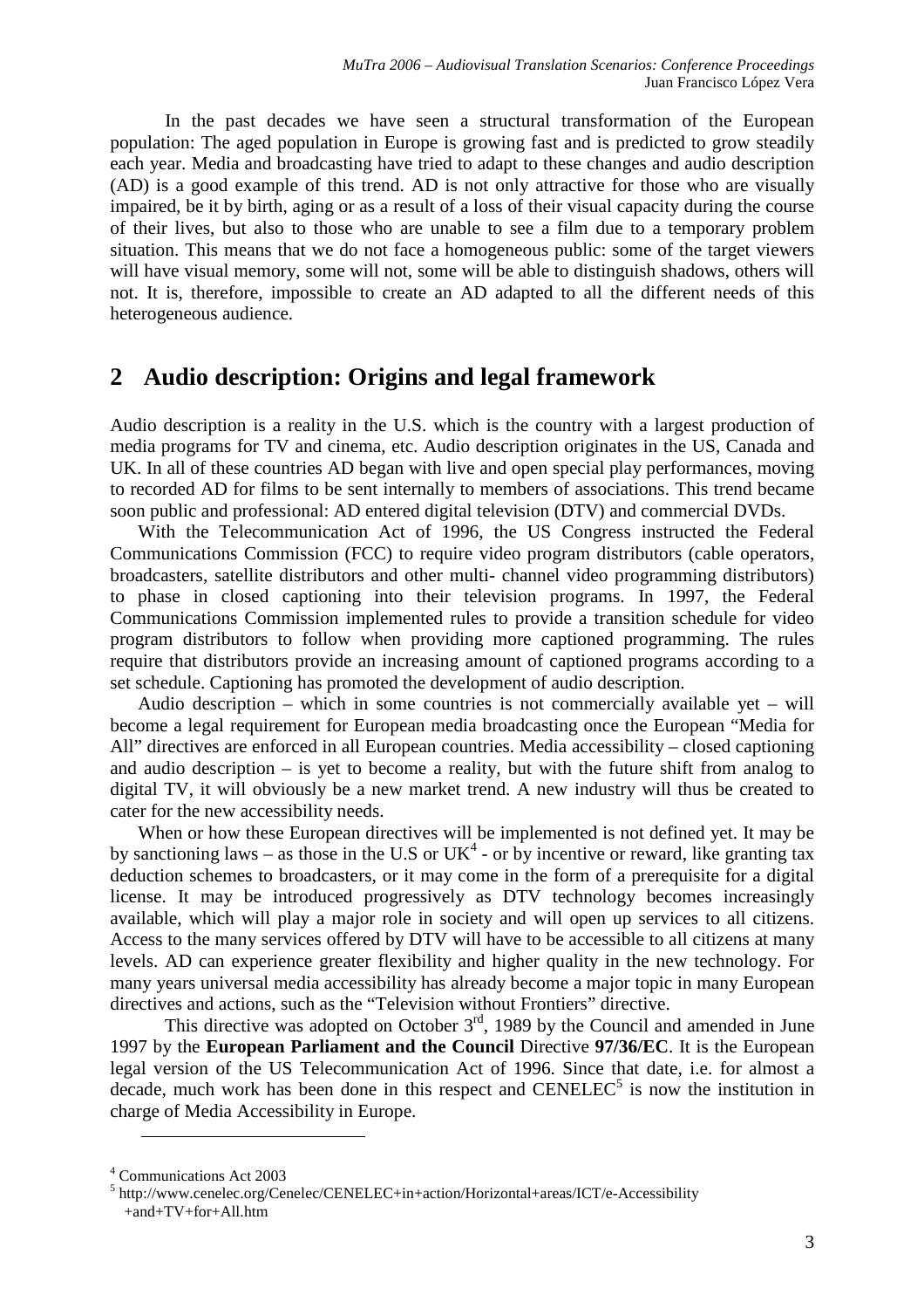In the past decades we have seen a structural transformation of the European population: The aged population in Europe is growing fast and is predicted to grow steadily each year. Media and broadcasting have tried to adapt to these changes and audio description (AD) is a good example of this trend. AD is not only attractive for those who are visually impaired, be it by birth, aging or as a result of a loss of their visual capacity during the course of their lives, but also to those who are unable to see a film due to a temporary problem situation. This means that we do not face a homogeneous public: some of the target viewers will have visual memory, some will not, some will be able to distinguish shadows, others will not. It is, therefore, impossible to create an AD adapted to all the different needs of this heterogeneous audience.

## 2 Audio description: Origins and legal framework

Audio description is a reality in the U.S. which is the country with a largest production of media programs for TV and cinema, etc. Audio description originates in the US, Canada and UK. In all of these countries AD began with live and open special play performances, moving to recorded AD for films to be sent internally to members of associations. This trend became soon public and professional: AD entered digital television (DTV) and commercial DVDs.

With the Telecommunication Act of 1996, the US Congress instructed the Federal Communications Commission (FCC) to require video program distributors (cable operators, broadcasters, satellite distributors and other multi- channel video programming distributors) to phase in closed captioning into their television programs. In 1997, the Federal Communications Commission implemented rules to provide a transition schedule for video program distributors to follow when providing more captioned programming. The rules require that distributors provide an increasing amount of captioned programs according to a set schedule. Captioning has promoted the development of audio description.

Audio description – which in some countries is not commercially available yet – will become a legal requirement for European media broadcasting once the European "Media for All" directives are enforced in all European countries. Media accessibility – closed captioning and audio description – is yet to become a reality, but with the future shift from analog to digital TV, it will obviously be a new market trend. A new industry will thus be created to cater for the new accessibility needs.

When or how these European directives will be implemented is not defined yet. It may be by sanctioning laws – as those in the U.S or UK[4] - or by incentive or reward, like granting tax deduction schemes to broadcasters, or it may come in the form of a prerequisite for a digital license. It may be introduced progressively as DTV technology becomes increasingly available, which will play a major role in society and will open up services to all citizens. Access to the many services offered by DTV will have to be accessible to all citizens at many levels. AD can experience greater flexibility and higher quality in the new technology. For many years universal media accessibility has already become a major topic in many European directives and actions, such as the "Television without Frontiers" directive.

This directive was adopted on October 3rd, 1989 by the Council and amended in June 1997 by the **European Parliament and the Council** Directive **97/36/EC**. It is the European legal version of the US Telecommunication Act of 1996. Since that date, i.e. for almost a decade, much work has been done in this respect and CENELEC[5] is now the institution in charge of Media Accessibility in Europe.

---

[4] Communications Act 2003

[5] http://www.cenelec.org/Cenelec/CENELEC+in+action/Horizontal+areas/ICT/e-Accessibility +and+TV+for+All.htm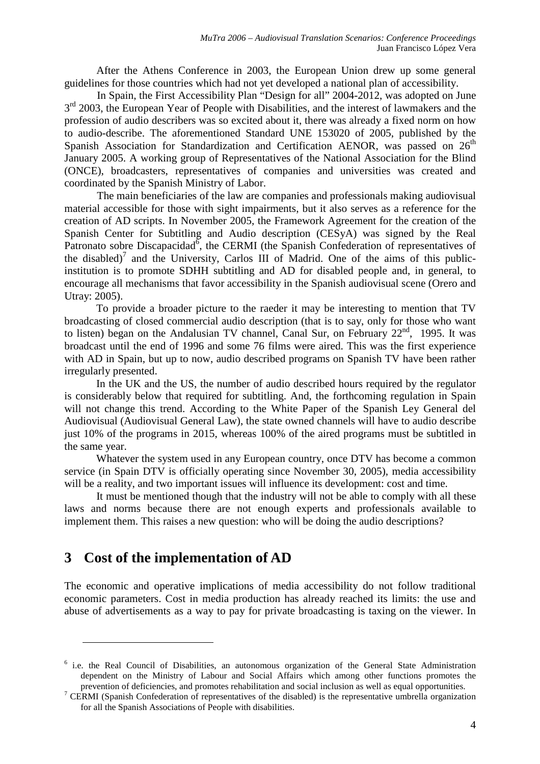After the Athens Conference in 2003, the European Union drew up some general guidelines for those countries which had not yet developed a national plan of accessibility.

In Spain, the First Accessibility Plan "Design for all" 2004-2012, was adopted on June 3rd 2003, the European Year of People with Disabilities, and the interest of lawmakers and the profession of audio describers was so excited about it, there was already a fixed norm on how to audio-describe. The aforementioned Standard UNE 153020 of 2005, published by the Spanish Association for Standardization and Certification AENOR, was passed on 26th January 2005. A working group of Representatives of the National Association for the Blind (ONCE), broadcasters, representatives of companies and universities was created and coordinated by the Spanish Ministry of Labor.

The main beneficiaries of the law are companies and professionals making audiovisual material accessible for those with sight impairments, but it also serves as a reference for the creation of AD scripts. In November 2005, the Framework Agreement for the creation of the Spanish Center for Subtitling and Audio description (CESyA) was signed by the Real Patronato sobre Discapacidad[6], the CERMI (the Spanish Confederation of representatives of the disabled)[7] and the University, Carlos III of Madrid. One of the aims of this public-institution is to promote SDHH subtitling and AD for disabled people and, in general, to encourage all mechanisms that favor accessibility in the Spanish audiovisual scene (Orero and Utray: 2005).

To provide a broader picture to the raeder it may be interesting to mention that TV broadcasting of closed commercial audio description (that is to say, only for those who want to listen) began on the Andalusian TV channel, Canal Sur, on February 22nd, 1995. It was broadcast until the end of 1996 and some 76 films were aired. This was the first experience with AD in Spain, but up to now, audio described programs on Spanish TV have been rather irregularly presented.

In the UK and the US, the number of audio described hours required by the regulator is considerably below that required for subtitling. And, the forthcoming regulation in Spain will not change this trend. According to the White Paper of the Spanish Ley General del Audiovisual (Audiovisual General Law), the state owned channels will have to audio describe just 10% of the programs in 2015, whereas 100% of the aired programs must be subtitled in the same year.

Whatever the system used in any European country, once DTV has become a common service (in Spain DTV is officially operating since November 30, 2005), media accessibility will be a reality, and two important issues will influence its development: cost and time.

It must be mentioned though that the industry will not be able to comply with all these laws and norms because there are not enough experts and professionals available to implement them. This raises a new question: who will be doing the audio descriptions?

## 3 Cost of the implementation of AD

The economic and operative implications of media accessibility do not follow traditional economic parameters. Cost in media production has already reached its limits: the use and abuse of advertisements as a way to pay for private broadcasting is taxing on the viewer. In

---

[6] i.e. the Real Council of Disabilities, an autonomous organization of the General State Administration dependent on the Ministry of Labour and Social Affairs which among other functions promotes the prevention of deficiencies, and promotes rehabilitation and social inclusion as well as equal opportunities.

[7] CERMI (Spanish Confederation of representatives of the disabled) is the representative umbrella organization for all the Spanish Associations of People with disabilities.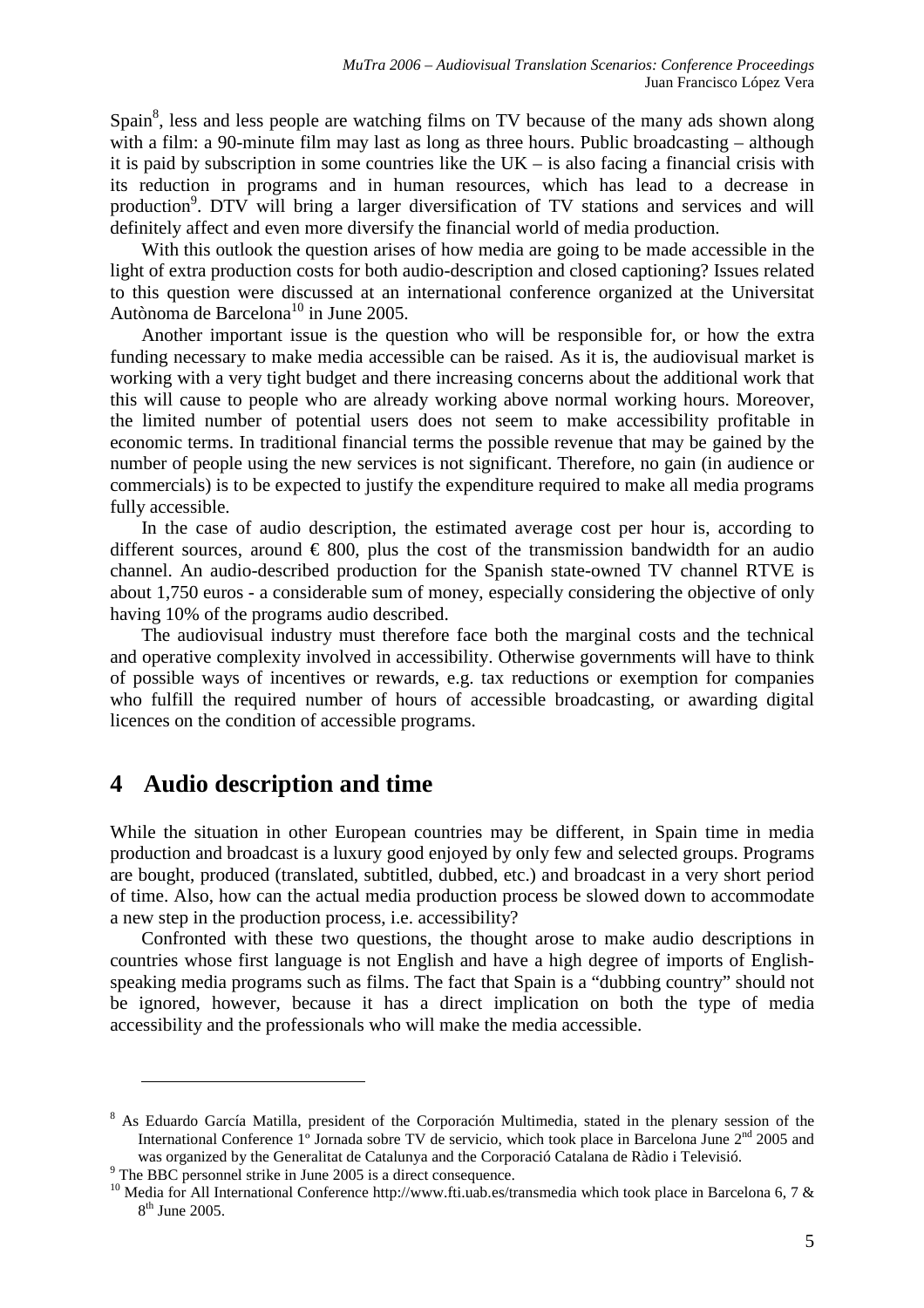Spain[8], less and less people are watching films on TV because of the many ads shown along with a film: a 90-minute film may last as long as three hours. Public broadcasting – although it is paid by subscription in some countries like the UK – is also facing a financial crisis with its reduction in programs and in human resources, which has lead to a decrease in production[9]. DTV will bring a larger diversification of TV stations and services and will definitely affect and even more diversify the financial world of media production.

With this outlook the question arises of how media are going to be made accessible in the light of extra production costs for both audio-description and closed captioning? Issues related to this question were discussed at an international conference organized at the Universitat Autònoma de Barcelona[10] in June 2005.

Another important issue is the question who will be responsible for, or how the extra funding necessary to make media accessible can be raised. As it is, the audiovisual market is working with a very tight budget and there increasing concerns about the additional work that this will cause to people who are already working above normal working hours. Moreover, the limited number of potential users does not seem to make accessibility profitable in economic terms. In traditional financial terms the possible revenue that may be gained by the number of people using the new services is not significant. Therefore, no gain (in audience or commercials) is to be expected to justify the expenditure required to make all media programs fully accessible.

In the case of audio description, the estimated average cost per hour is, according to different sources, around € 800, plus the cost of the transmission bandwidth for an audio channel. An audio-described production for the Spanish state-owned TV channel RTVE is about 1,750 euros - a considerable sum of money, especially considering the objective of only having 10% of the programs audio described.

The audiovisual industry must therefore face both the marginal costs and the technical and operative complexity involved in accessibility. Otherwise governments will have to think of possible ways of incentives or rewards, e.g. tax reductions or exemption for companies who fulfill the required number of hours of accessible broadcasting, or awarding digital licences on the condition of accessible programs.

## 4 Audio description and time

While the situation in other European countries may be different, in Spain time in media production and broadcast is a luxury good enjoyed by only few and selected groups. Programs are bought, produced (translated, subtitled, dubbed, etc.) and broadcast in a very short period of time. Also, how can the actual media production process be slowed down to accommodate a new step in the production process, i.e. accessibility?

Confronted with these two questions, the thought arose to make audio descriptions in countries whose first language is not English and have a high degree of imports of English-speaking media programs such as films. The fact that Spain is a "dubbing country" should not be ignored, however, because it has a direct implication on both the type of media accessibility and the professionals who will make the media accessible.

---

[8] As Eduardo García Matilla, president of the Corporación Multimedia, stated in the plenary session of the International Conference 1º Jornada sobre TV de servicio, which took place in Barcelona June 2nd 2005 and was organized by the Generalitat de Catalunya and the Corporació Catalana de Ràdio i Televisió.

[9] The BBC personnel strike in June 2005 is a direct consequence.

[10] Media for All International Conference http://www.fti.uab.es/transmedia which took place in Barcelona 6, 7 & 8th June 2005.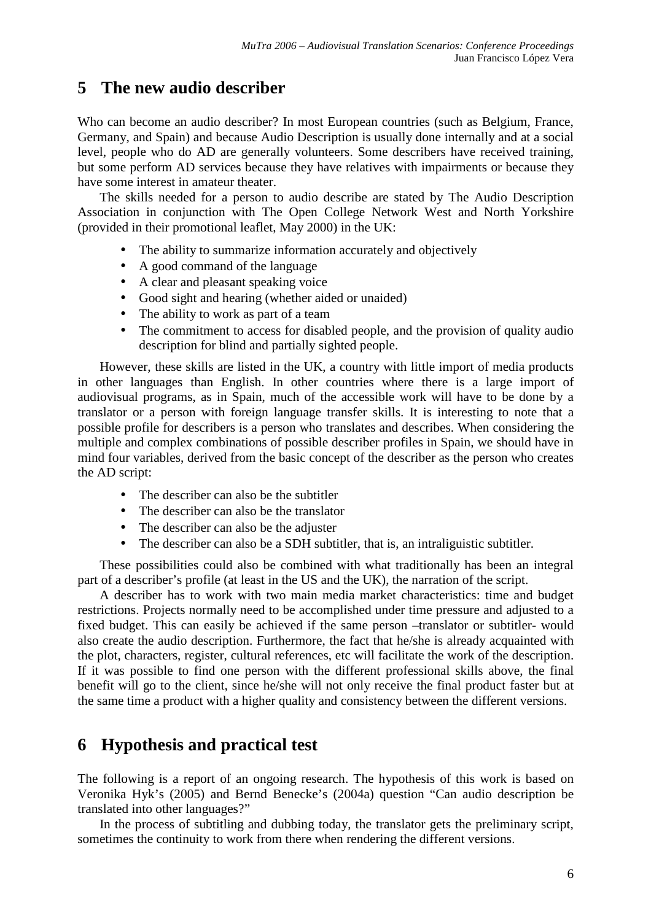## 5 The new audio describer

Who can become an audio describer? In most European countries (such as Belgium, France, Germany, and Spain) and because Audio Description is usually done internally and at a social level, people who do AD are generally volunteers. Some describers have received training, but some perform AD services because they have relatives with impairments or because they have some interest in amateur theater.

The skills needed for a person to audio describe are stated by The Audio Description Association in conjunction with The Open College Network West and North Yorkshire (provided in their promotional leaflet, May 2000) in the UK:

- The ability to summarize information accurately and objectively
- A good command of the language
- A clear and pleasant speaking voice
- Good sight and hearing (whether aided or unaided)
- The ability to work as part of a team
- The commitment to access for disabled people, and the provision of quality audio description for blind and partially sighted people.

However, these skills are listed in the UK, a country with little import of media products in other languages than English. In other countries where there is a large import of audiovisual programs, as in Spain, much of the accessible work will have to be done by a translator or a person with foreign language transfer skills. It is interesting to note that a possible profile for describers is a person who translates and describes. When considering the multiple and complex combinations of possible describer profiles in Spain, we should have in mind four variables, derived from the basic concept of the describer as the person who creates the AD script:

- The describer can also be the subtitler
- The describer can also be the translator
- The describer can also be the adjuster
- The describer can also be a SDH subtitler, that is, an intraliguistic subtitler.

These possibilities could also be combined with what traditionally has been an integral part of a describer's profile (at least in the US and the UK), the narration of the script.

A describer has to work with two main media market characteristics: time and budget restrictions. Projects normally need to be accomplished under time pressure and adjusted to a fixed budget. This can easily be achieved if the same person –translator or subtitler- would also create the audio description. Furthermore, the fact that he/she is already acquainted with the plot, characters, register, cultural references, etc will facilitate the work of the description. If it was possible to find one person with the different professional skills above, the final benefit will go to the client, since he/she will not only receive the final product faster but at the same time a product with a higher quality and consistency between the different versions.

## 6 Hypothesis and practical test

The following is a report of an ongoing research. The hypothesis of this work is based on Veronika Hyk's (2005) and Bernd Benecke's (2004a) question "Can audio description be translated into other languages?"

In the process of subtitling and dubbing today, the translator gets the preliminary script, sometimes the continuity to work from there when rendering the different versions.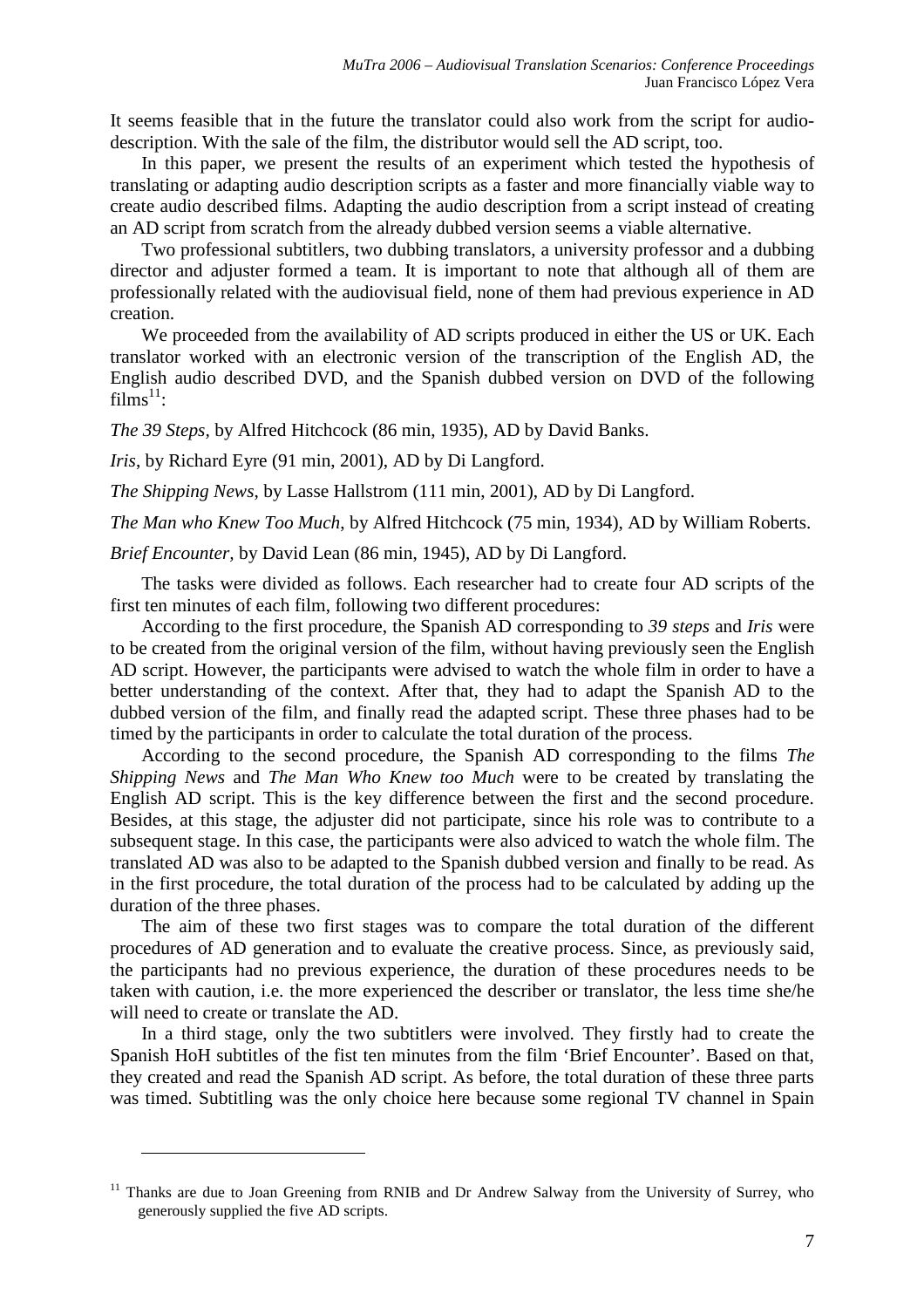It seems feasible that in the future the translator could also work from the script for audio-description. With the sale of the film, the distributor would sell the AD script, too.

In this paper, we present the results of an experiment which tested the hypothesis of translating or adapting audio description scripts as a faster and more financially viable way to create audio described films. Adapting the audio description from a script instead of creating an AD script from scratch from the already dubbed version seems a viable alternative.

Two professional subtitlers, two dubbing translators, a university professor and a dubbing director and adjuster formed a team. It is important to note that although all of them are professionally related with the audiovisual field, none of them had previous experience in AD creation.

We proceeded from the availability of AD scripts produced in either the US or UK. Each translator worked with an electronic version of the transcription of the English AD, the English audio described DVD, and the Spanish dubbed version on DVD of the following films[11]:

*The 39 Steps*, by Alfred Hitchcock (86 min, 1935), AD by David Banks.

*Iris*, by Richard Eyre (91 min, 2001), AD by Di Langford.

*The Shipping News*, by Lasse Hallstrom (111 min, 2001), AD by Di Langford.

*The Man who Knew Too Much*, by Alfred Hitchcock (75 min, 1934), AD by William Roberts.

*Brief Encounter*, by David Lean (86 min, 1945), AD by Di Langford.

The tasks were divided as follows. Each researcher had to create four AD scripts of the first ten minutes of each film, following two different procedures:

According to the first procedure, the Spanish AD corresponding to *39 steps* and *Iris* were to be created from the original version of the film, without having previously seen the English AD script. However, the participants were advised to watch the whole film in order to have a better understanding of the context. After that, they had to adapt the Spanish AD to the dubbed version of the film, and finally read the adapted script. These three phases had to be timed by the participants in order to calculate the total duration of the process.

According to the second procedure, the Spanish AD corresponding to the films *The Shipping News* and *The Man Who Knew too Much* were to be created by translating the English AD script. This is the key difference between the first and the second procedure. Besides, at this stage, the adjuster did not participate, since his role was to contribute to a subsequent stage. In this case, the participants were also adviced to watch the whole film. The translated AD was also to be adapted to the Spanish dubbed version and finally to be read. As in the first procedure, the total duration of the process had to be calculated by adding up the duration of the three phases.

The aim of these two first stages was to compare the total duration of the different procedures of AD generation and to evaluate the creative process. Since, as previously said, the participants had no previous experience, the duration of these procedures needs to be taken with caution, i.e. the more experienced the describer or translator, the less time she/he will need to create or translate the AD.

In a third stage, only the two subtitlers were involved. They firstly had to create the Spanish HoH subtitles of the fist ten minutes from the film 'Brief Encounter'. Based on that, they created and read the Spanish AD script. As before, the total duration of these three parts was timed. Subtitling was the only choice here because some regional TV channel in Spain

---

[11] Thanks are due to Joan Greening from RNIB and Dr Andrew Salway from the University of Surrey, who generously supplied the five AD scripts.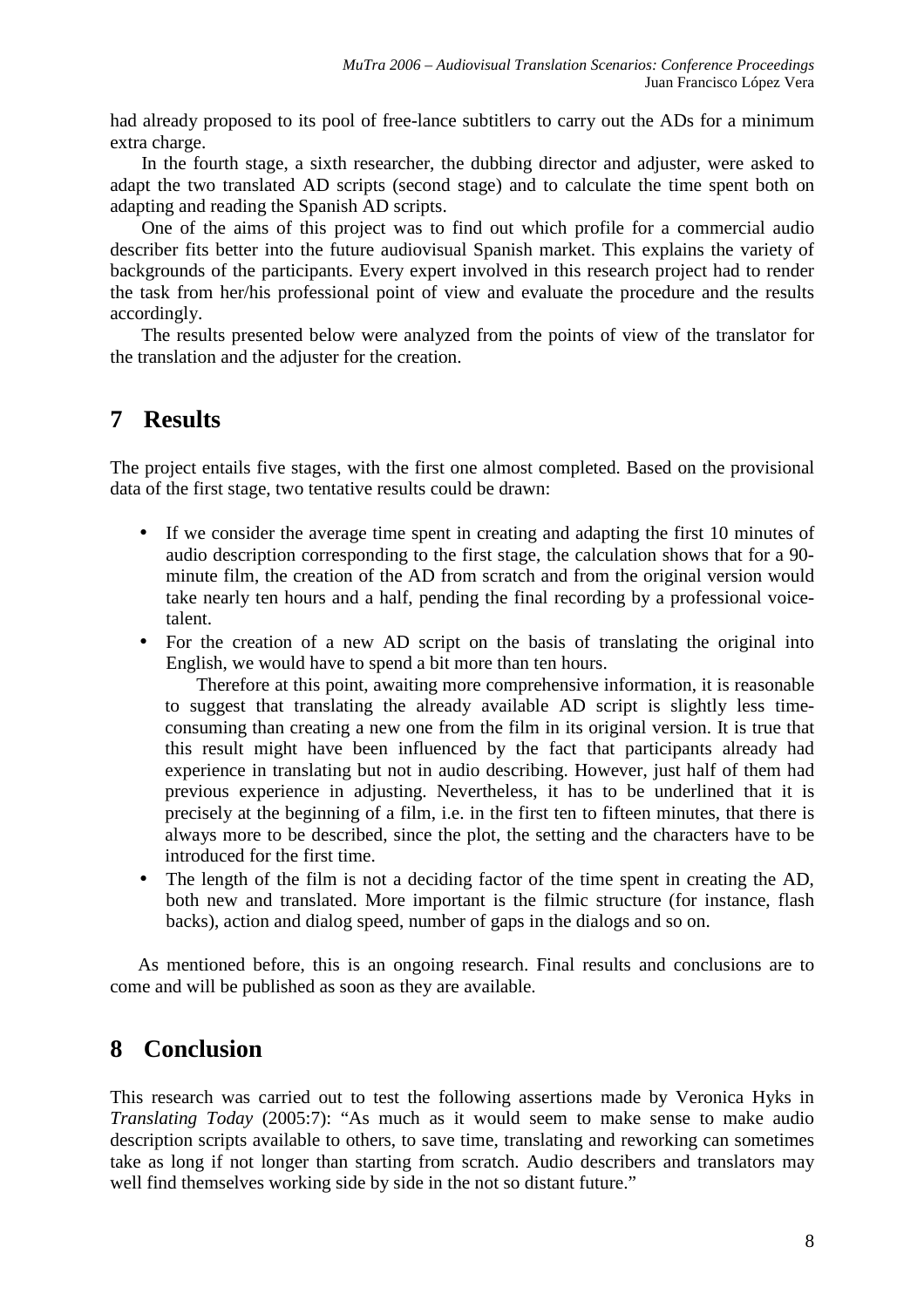had already proposed to its pool of free-lance subtitlers to carry out the ADs for a minimum extra charge.

In the fourth stage, a sixth researcher, the dubbing director and adjuster, were asked to adapt the two translated AD scripts (second stage) and to calculate the time spent both on adapting and reading the Spanish AD scripts.

One of the aims of this project was to find out which profile for a commercial audio describer fits better into the future audiovisual Spanish market. This explains the variety of backgrounds of the participants. Every expert involved in this research project had to render the task from her/his professional point of view and evaluate the procedure and the results accordingly.

The results presented below were analyzed from the points of view of the translator for the translation and the adjuster for the creation.

# 7 Results

The project entails five stages, with the first one almost completed. Based on the provisional data of the first stage, two tentative results could be drawn:

- If we consider the average time spent in creating and adapting the first 10 minutes of audio description corresponding to the first stage, the calculation shows that for a 90-minute film, the creation of the AD from scratch and from the original version would take nearly ten hours and a half, pending the final recording by a professional voice-talent.
- For the creation of a new AD script on the basis of translating the original into English, we would have to spend a bit more than ten hours.

  Therefore at this point, awaiting more comprehensive information, it is reasonable to suggest that translating the already available AD script is slightly less time-consuming than creating a new one from the film in its original version. It is true that this result might have been influenced by the fact that participants already had experience in translating but not in audio describing. However, just half of them had previous experience in adjusting. Nevertheless, it has to be underlined that it is precisely at the beginning of a film, i.e. in the first ten to fifteen minutes, that there is always more to be described, since the plot, the setting and the characters have to be introduced for the first time.
- The length of the film is not a deciding factor of the time spent in creating the AD, both new and translated. More important is the filmic structure (for instance, flash backs), action and dialog speed, number of gaps in the dialogs and so on.

As mentioned before, this is an ongoing research. Final results and conclusions are to come and will be published as soon as they are available.

# 8 Conclusion

This research was carried out to test the following assertions made by Veronica Hyks in *Translating Today* (2005:7): "As much as it would seem to make sense to make audio description scripts available to others, to save time, translating and reworking can sometimes take as long if not longer than starting from scratch. Audio describers and translators may well find themselves working side by side in the not so distant future."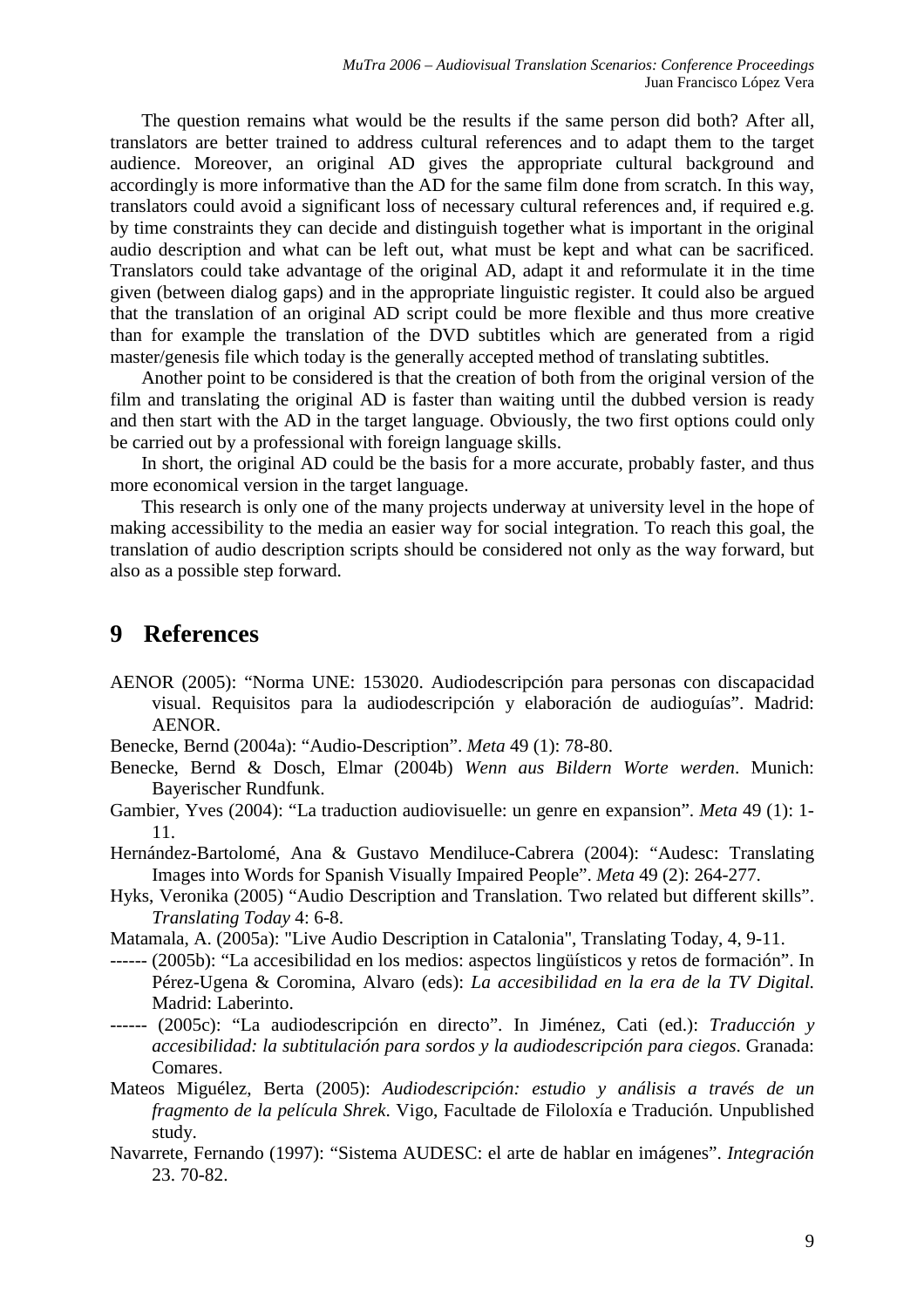The question remains what would be the results if the same person did both? After all, translators are better trained to address cultural references and to adapt them to the target audience. Moreover, an original AD gives the appropriate cultural background and accordingly is more informative than the AD for the same film done from scratch. In this way, translators could avoid a significant loss of necessary cultural references and, if required e.g. by time constraints they can decide and distinguish together what is important in the original audio description and what can be left out, what must be kept and what can be sacrificed. Translators could take advantage of the original AD, adapt it and reformulate it in the time given (between dialog gaps) and in the appropriate linguistic register. It could also be argued that the translation of an original AD script could be more flexible and thus more creative than for example the translation of the DVD subtitles which are generated from a rigid master/genesis file which today is the generally accepted method of translating subtitles.

Another point to be considered is that the creation of both from the original version of the film and translating the original AD is faster than waiting until the dubbed version is ready and then start with the AD in the target language. Obviously, the two first options could only be carried out by a professional with foreign language skills.

In short, the original AD could be the basis for a more accurate, probably faster, and thus more economical version in the target language.

This research is only one of the many projects underway at university level in the hope of making accessibility to the media an easier way for social integration. To reach this goal, the translation of audio description scripts should be considered not only as the way forward, but also as a possible step forward.

# 9 References

AENOR (2005): “Norma UNE: 153020. Audiodescripción para personas con discapacidad visual. Requisitos para la audiodescripción y elaboración de audioguías”. Madrid: AENOR.

Benecke, Bernd (2004a): “Audio-Description”. *Meta* 49 (1): 78-80.

Benecke, Bernd & Dosch, Elmar (2004b) *Wenn aus Bildern Worte werden*. Munich: Bayerischer Rundfunk.

Gambier, Yves (2004): “La traduction audiovisuelle: un genre en expansion”. *Meta* 49 (1): 1-11.

Hernández-Bartolomé, Ana & Gustavo Mendiluce-Cabrera (2004): “Audesc: Translating Images into Words for Spanish Visually Impaired People”. *Meta* 49 (2): 264-277.

Hyks, Veronika (2005) “Audio Description and Translation. Two related but different skills”. *Translating Today* 4: 6-8.

Matamala, A. (2005a): "Live Audio Description in Catalonia", Translating Today, 4, 9-11.

------ (2005b): “La accesibilidad en los medios: aspectos lingüísticos y retos de formación”. In Pérez-Ugena & Coromina, Alvaro (eds): *La accesibilidad en la era de la TV Digital.* Madrid: Laberinto.

------ (2005c): “La audiodescripción en directo”. In Jiménez, Cati (ed.): *Traducción y accesibilidad: la subtitulación para sordos y la audiodescripción para ciegos*. Granada: Comares.

Mateos Miguélez, Berta (2005): *Audiodescripción: estudio y análisis a través de un fragmento de la película Shrek*. Vigo, Facultade de Filoloxía e Tradución. Unpublished study.

Navarrete, Fernando (1997): “Sistema AUDESC: el arte de hablar en imágenes”. *Integración* 23. 70-82.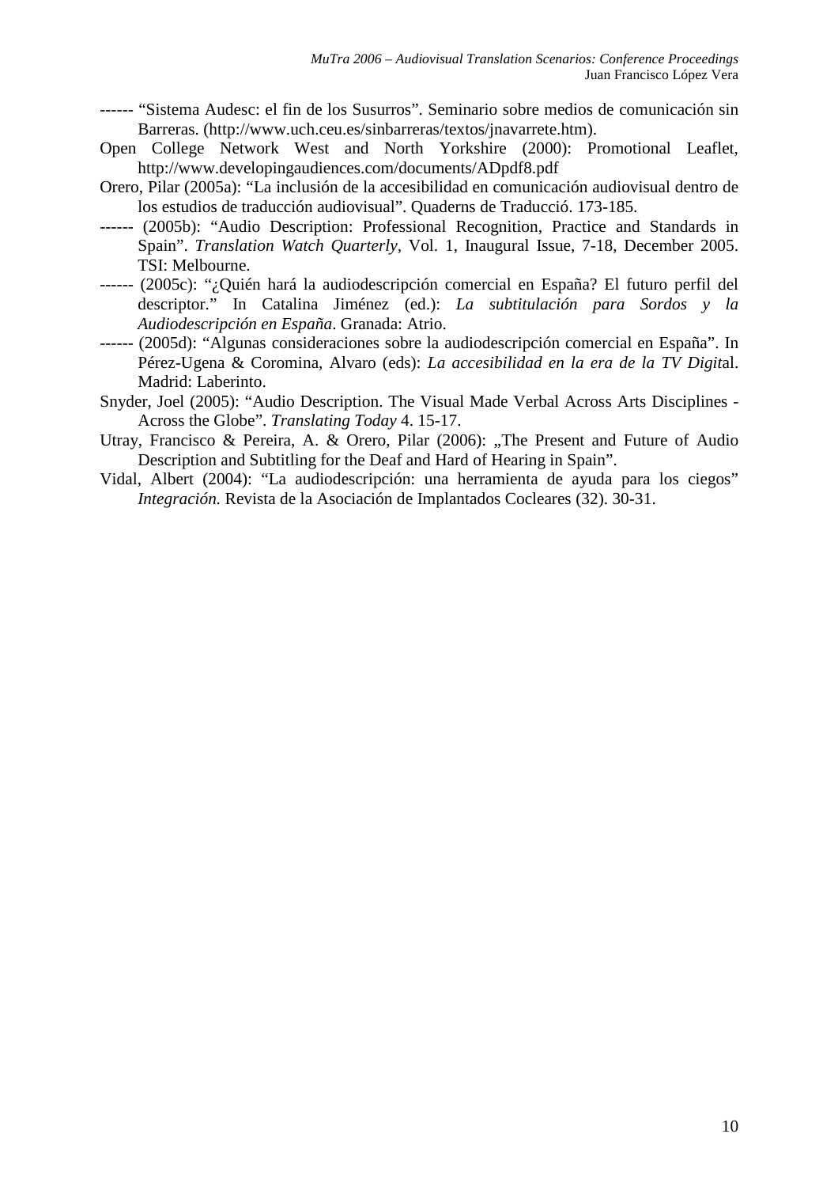------ "Sistema Audesc: el fin de los Susurros". Seminario sobre medios de comunicación sin Barreras. (http://www.uch.ceu.es/sinbarreras/textos/jnavarrete.htm).

Open College Network West and North Yorkshire (2000): Promotional Leaflet, http://www.developingaudiences.com/documents/ADpdf8.pdf

Orero, Pilar (2005a): "La inclusión de la accesibilidad en comunicación audiovisual dentro de los estudios de traducción audiovisual". Quaderns de Traducció. 173-185.

------ (2005b): "Audio Description: Professional Recognition, Practice and Standards in Spain". *Translation Watch Quarterly*, Vol. 1, Inaugural Issue, 7-18, December 2005. TSI: Melbourne.

------ (2005c): "¿Quién hará la audiodescripción comercial en España? El futuro perfil del descriptor." In Catalina Jiménez (ed.): *La subtitulación para Sordos y la Audiodescripción en España*. Granada: Atrio.

------ (2005d): "Algunas consideraciones sobre la audiodescripción comercial en España". In Pérez-Ugena & Coromina, Alvaro (eds): *La accesibilidad en la era de la TV Digit*al. Madrid: Laberinto.

Snyder, Joel (2005): "Audio Description. The Visual Made Verbal Across Arts Disciplines - Across the Globe". *Translating Today* 4. 15-17.

Utray, Francisco & Pereira, A. & Orero, Pilar (2006): „The Present and Future of Audio Description and Subtitling for the Deaf and Hard of Hearing in Spain".

Vidal, Albert (2004): "La audiodescripción: una herramienta de ayuda para los ciegos" *Integración.* Revista de la Asociación de Implantados Cocleares (32). 30-31.